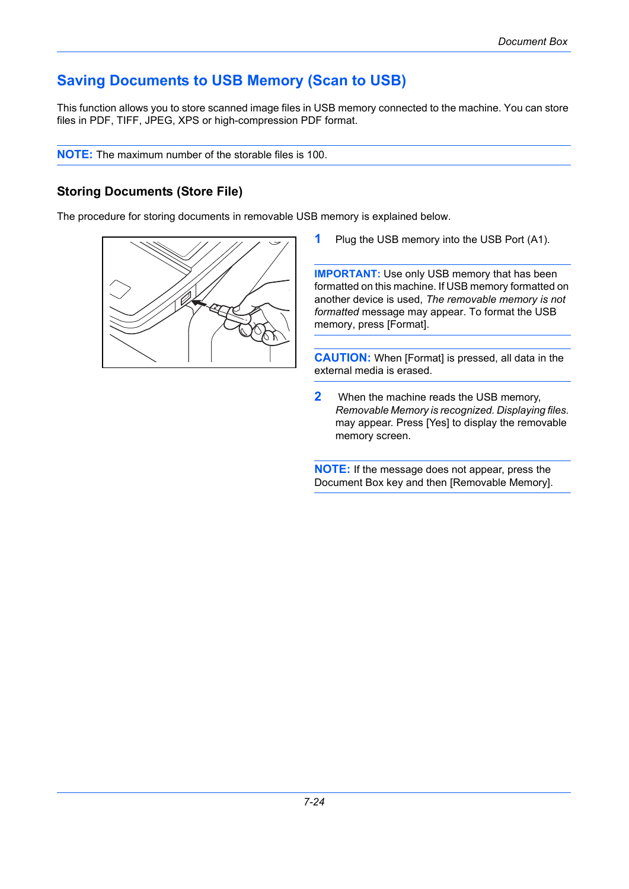# Saving Documents to USB Memory (Scan to USB)

This function allows you to store scanned image files in USB memory connected to the machine. You can store files in PDF, TIFF, JPEG, XPS or high-compression PDF format.

**NOTE:** The maximum number of the storable files is 100.

## Storing Documents (Store File)

The procedure for storing documents in removable USB memory is explained below.

1. Plug the USB memory into the USB Port (A1).

**IMPORTANT:** Use only USB memory that has been formatted on this machine. If USB memory formatted on another device is used, *The removable memory is not formatted* message may appear. To format the USB memory, press [Format].

**CAUTION:** When [Format] is pressed, all data in the external media is erased.

2. When the machine reads the USB memory, *Removable Memory is recognized. Displaying files.* may appear. Press [Yes] to display the removable memory screen.

**NOTE:** If the message does not appear, press the Document Box key and then [Removable Memory].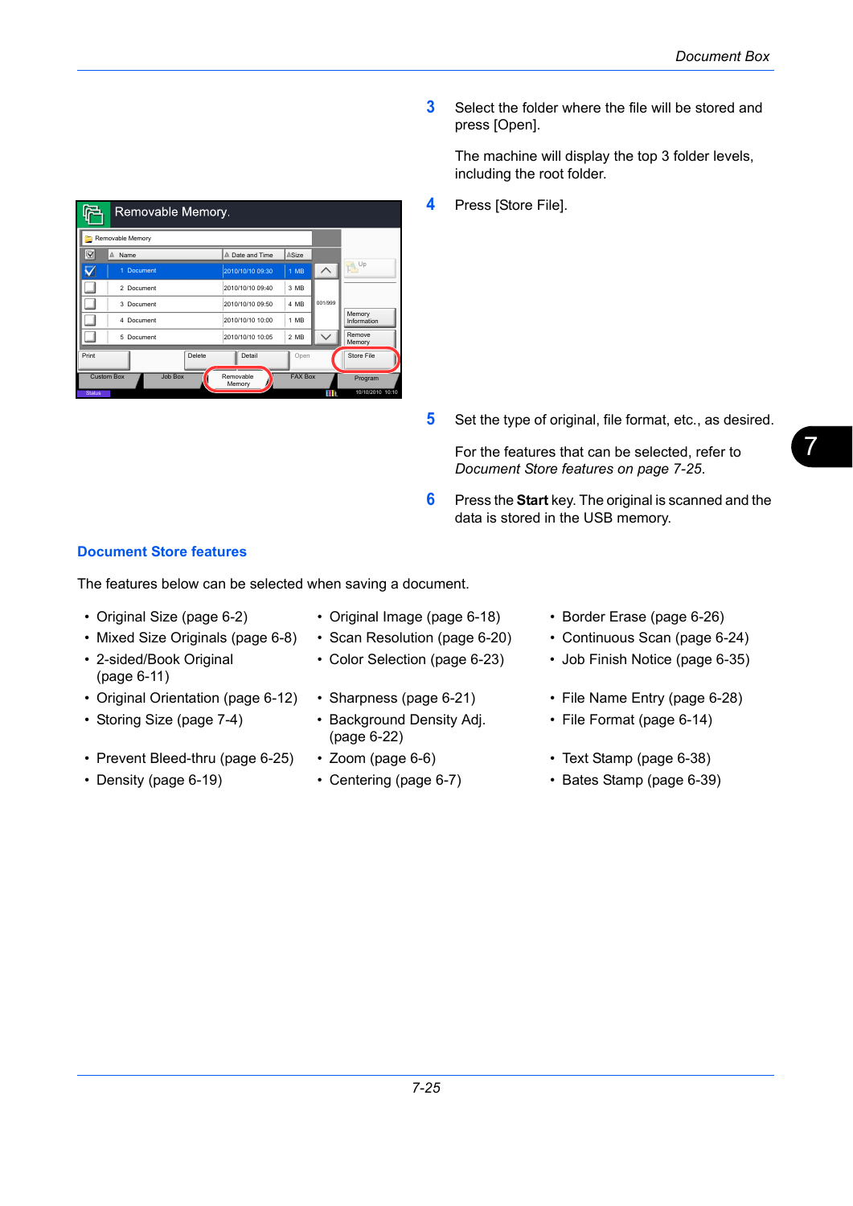3 Select the folder where the file will be stored and press [Open].

   The machine will display the top 3 folder levels, including the root folder.

4 Press [Store File].

5 Set the type of original, file format, etc., as desired.

   For the features that can be selected, refer to *Document Store features on page 7-25*.

6 Press the **Start** key. The original is scanned and the data is stored in the USB memory.

## Document Store features

The features below can be selected when saving a document.

- Original Size (page 6-2)
- Mixed Size Originals (page 6-8)
- 2-sided/Book Original (page 6-11)
- Original Orientation (page 6-12)
- Storing Size (page 7-4)
- Prevent Bleed-thru (page 6-25)
- Density (page 6-19)
- Original Image (page 6-18)
- Scan Resolution (page 6-20)
- Color Selection (page 6-23)
- Sharpness (page 6-21)
- Background Density Adj. (page 6-22)
- Zoom (page 6-6)
- Centering (page 6-7)
- Border Erase (page 6-26)
- Continuous Scan (page 6-24)
- Job Finish Notice (page 6-35)
- File Name Entry (page 6-28)
- File Format (page 6-14)
- Text Stamp (page 6-38)
- Bates Stamp (page 6-39)